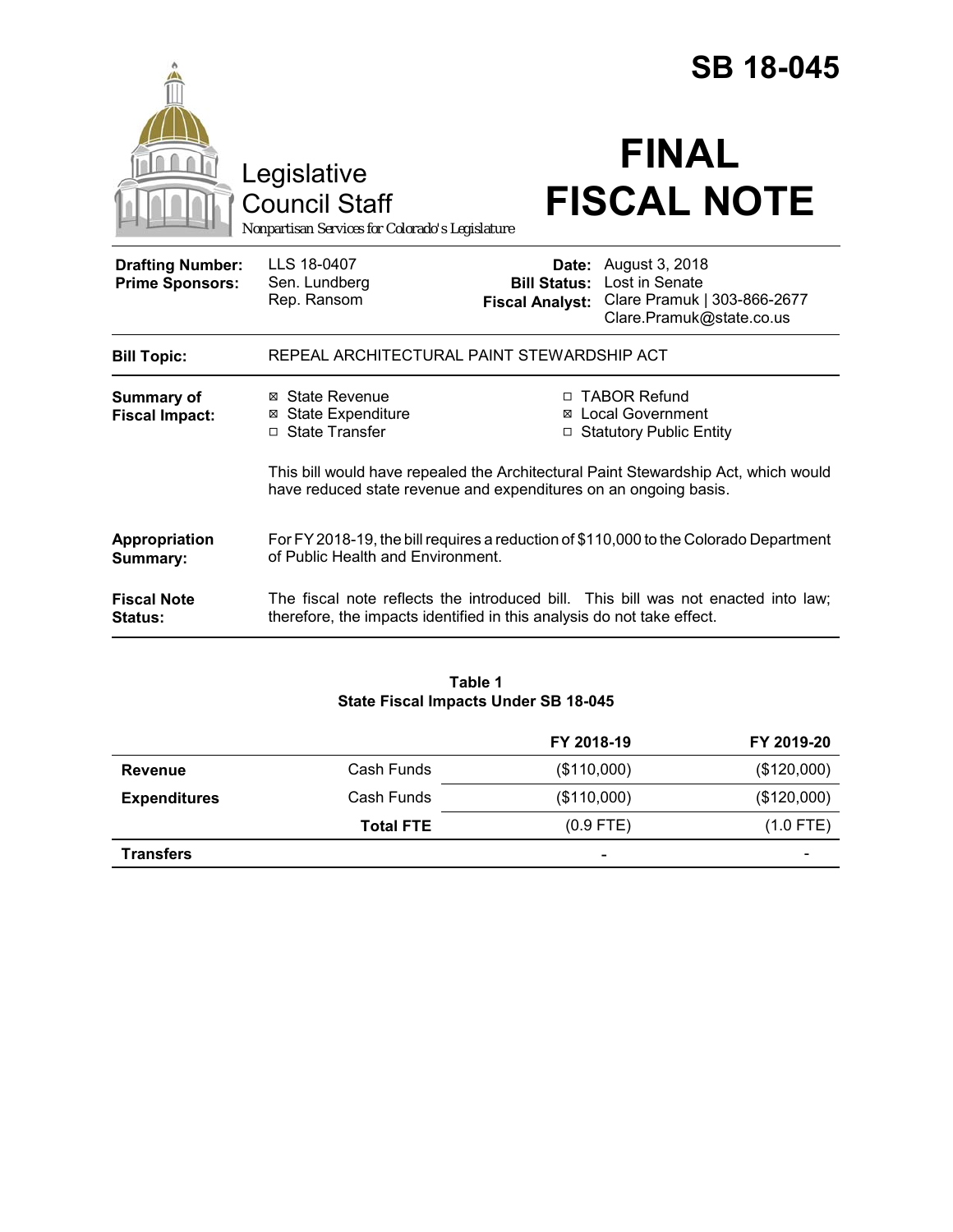# SB 18-045

Legislative Council Staff

*Nonpartisan Services for Colorado's Legislature*

# FINAL FISCAL NOTE

| | | | |
|---|---|---|---|
| **Drafting Number:** | LLS 18-0407 | **Date:** | August 3, 2018 |
| **Prime Sponsors:** | Sen. Lundberg<br>Rep. Ransom | **Bill Status:** | Lost in Senate |
| | | **Fiscal Analyst:** | Clare Pramuk \| 303-866-2677<br>Clare.Pramuk@state.co.us |

| | |
|---|---|
| **Bill Topic:** | REPEAL ARCHITECTURAL PAINT STEWARDSHIP ACT |
| **Summary of Fiscal Impact:** | ☒ State Revenue ☒ State Expenditure ☐ State Transfer ☐ TABOR Refund ☒ Local Government ☐ Statutory Public Entity<br><br>This bill would have repealed the Architectural Paint Stewardship Act, which would have reduced state revenue and expenditures on an ongoing basis. |
| **Appropriation Summary:** | For FY 2018-19, the bill requires a reduction of $110,000 to the Colorado Department of Public Health and Environment. |
| **Fiscal Note Status:** | The fiscal note reflects the introduced bill. This bill was not enacted into law; therefore, the impacts identified in this analysis do not take effect. |

**Table 1**
**State Fiscal Impacts Under SB 18-045**

| | | FY 2018-19 | FY 2019-20 |
|---|---|---|---|
| **Revenue** | Cash Funds | ($110,000) | ($120,000) |
| **Expenditures** | Cash Funds | ($110,000) | ($120,000) |
| | **Total FTE** | (0.9 FTE) | (1.0 FTE) |
| **Transfers** | | - | - |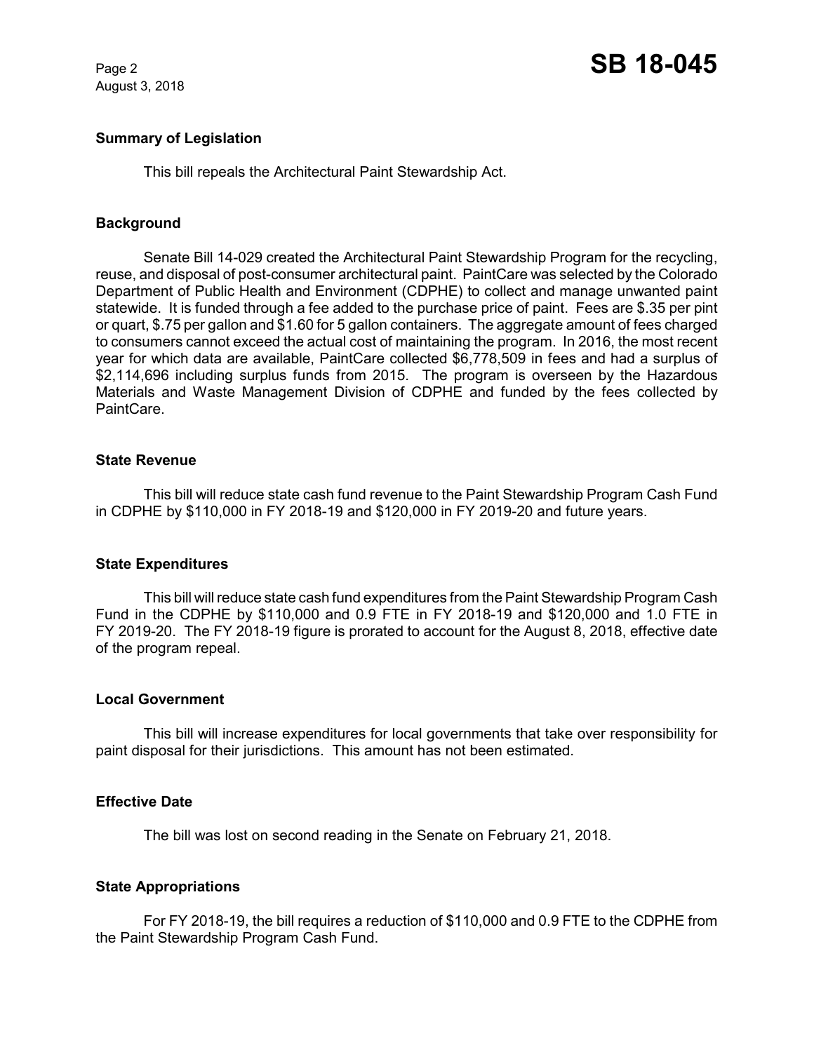## Summary of Legislation

This bill repeals the Architectural Paint Stewardship Act.

## Background

Senate Bill 14-029 created the Architectural Paint Stewardship Program for the recycling, reuse, and disposal of post-consumer architectural paint. PaintCare was selected by the Colorado Department of Public Health and Environment (CDPHE) to collect and manage unwanted paint statewide. It is funded through a fee added to the purchase price of paint. Fees are $.35 per pint or quart, $.75 per gallon and $1.60 for 5 gallon containers. The aggregate amount of fees charged to consumers cannot exceed the actual cost of maintaining the program. In 2016, the most recent year for which data are available, PaintCare collected $6,778,509 in fees and had a surplus of $2,114,696 including surplus funds from 2015. The program is overseen by the Hazardous Materials and Waste Management Division of CDPHE and funded by the fees collected by PaintCare.

## State Revenue

This bill will reduce state cash fund revenue to the Paint Stewardship Program Cash Fund in CDPHE by $110,000 in FY 2018-19 and $120,000 in FY 2019-20 and future years.

## State Expenditures

This bill will reduce state cash fund expenditures from the Paint Stewardship Program Cash Fund in the CDPHE by $110,000 and 0.9 FTE in FY 2018-19 and $120,000 and 1.0 FTE in FY 2019-20. The FY 2018-19 figure is prorated to account for the August 8, 2018, effective date of the program repeal.

## Local Government

This bill will increase expenditures for local governments that take over responsibility for paint disposal for their jurisdictions. This amount has not been estimated.

## Effective Date

The bill was lost on second reading in the Senate on February 21, 2018.

## State Appropriations

For FY 2018-19, the bill requires a reduction of $110,000 and 0.9 FTE to the CDPHE from the Paint Stewardship Program Cash Fund.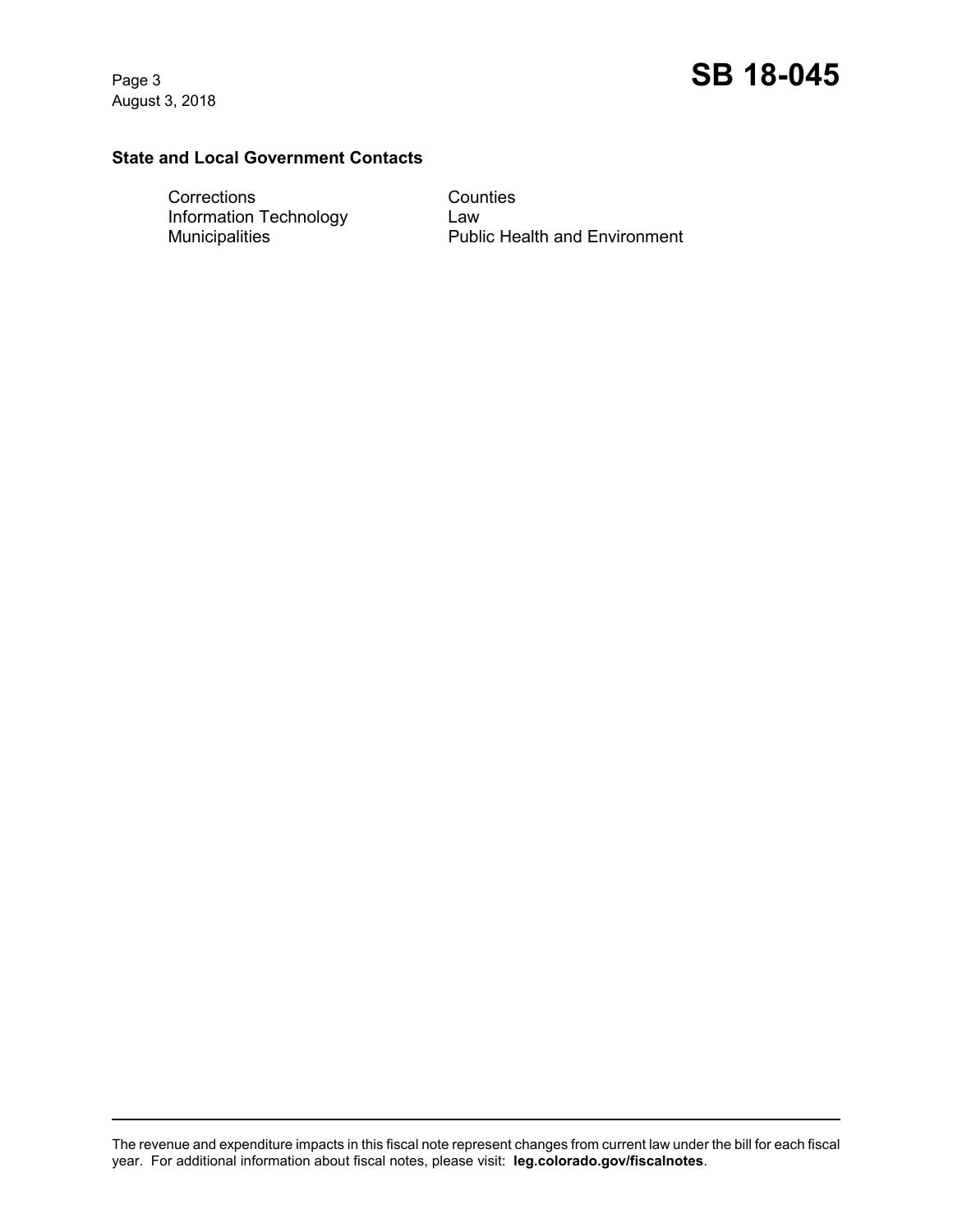### State and Local Government Contacts

| | |
|---|---|
| Corrections | Counties |
| Information Technology | Law |
| Municipalities | Public Health and Environment |

The revenue and expenditure impacts in this fiscal note represent changes from current law under the bill for each fiscal year. For additional information about fiscal notes, please visit: **leg.colorado.gov/fiscalnotes**.